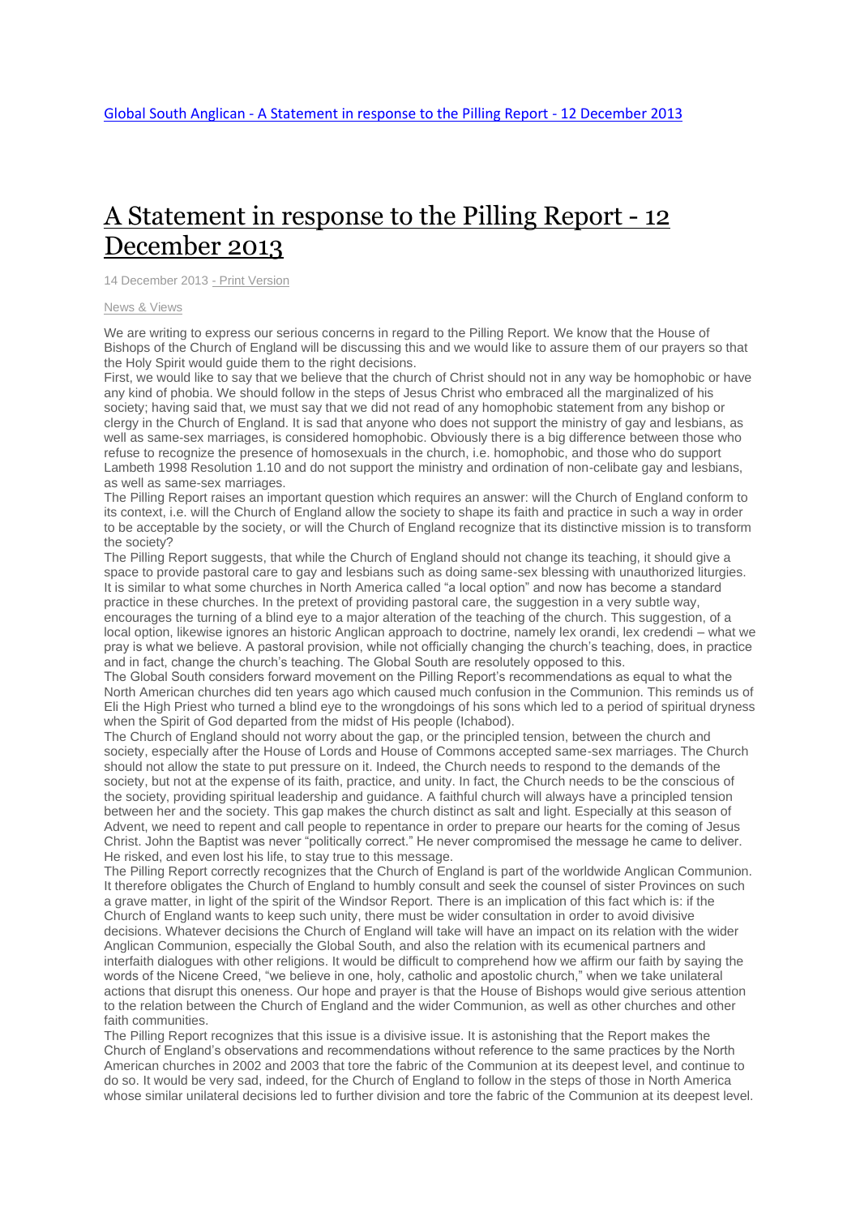Global South Anglican - A Statement in response to the Pilling Report - 12 December 2013

# A Statement in response to the Pilling Report - 12 December 2013

14 December 2013 - Print Version

News & Views

We are writing to express our serious concerns in regard to the Pilling Report. We know that the House of Bishops of the Church of England will be discussing this and we would like to assure them of our prayers so that the Holy Spirit would guide them to the right decisions.

First, we would like to say that we believe that the church of Christ should not in any way be homophobic or have any kind of phobia. We should follow in the steps of Jesus Christ who embraced all the marginalized of his society; having said that, we must say that we did not read of any homophobic statement from any bishop or clergy in the Church of England. It is sad that anyone who does not support the ministry of gay and lesbians, as well as same-sex marriages, is considered homophobic. Obviously there is a big difference between those who refuse to recognize the presence of homosexuals in the church, i.e. homophobic, and those who do support Lambeth 1998 Resolution 1.10 and do not support the ministry and ordination of non-celibate gay and lesbians, as well as same-sex marriages.

The Pilling Report raises an important question which requires an answer: will the Church of England conform to its context, i.e. will the Church of England allow the society to shape its faith and practice in such a way in order to be acceptable by the society, or will the Church of England recognize that its distinctive mission is to transform the society?

The Pilling Report suggests, that while the Church of England should not change its teaching, it should give a space to provide pastoral care to gay and lesbians such as doing same-sex blessing with unauthorized liturgies. It is similar to what some churches in North America called "a local option" and now has become a standard practice in these churches. In the pretext of providing pastoral care, the suggestion in a very subtle way, encourages the turning of a blind eye to a major alteration of the teaching of the church. This suggestion, of a local option, likewise ignores an historic Anglican approach to doctrine, namely lex orandi, lex credendi – what we pray is what we believe. A pastoral provision, while not officially changing the church's teaching, does, in practice and in fact, change the church's teaching. The Global South are resolutely opposed to this.

The Global South considers forward movement on the Pilling Report's recommendations as equal to what the North American churches did ten years ago which caused much confusion in the Communion. This reminds us of Eli the High Priest who turned a blind eye to the wrongdoings of his sons which led to a period of spiritual dryness when the Spirit of God departed from the midst of His people (Ichabod).

The Church of England should not worry about the gap, or the principled tension, between the church and society, especially after the House of Lords and House of Commons accepted same-sex marriages. The Church should not allow the state to put pressure on it. Indeed, the Church needs to respond to the demands of the society, but not at the expense of its faith, practice, and unity. In fact, the Church needs to be the conscious of the society, providing spiritual leadership and guidance. A faithful church will always have a principled tension between her and the society. This gap makes the church distinct as salt and light. Especially at this season of Advent, we need to repent and call people to repentance in order to prepare our hearts for the coming of Jesus Christ. John the Baptist was never "politically correct." He never compromised the message he came to deliver. He risked, and even lost his life, to stay true to this message.

The Pilling Report correctly recognizes that the Church of England is part of the worldwide Anglican Communion. It therefore obligates the Church of England to humbly consult and seek the counsel of sister Provinces on such a grave matter, in light of the spirit of the Windsor Report. There is an implication of this fact which is: if the Church of England wants to keep such unity, there must be wider consultation in order to avoid divisive decisions. Whatever decisions the Church of England will take will have an impact on its relation with the wider Anglican Communion, especially the Global South, and also the relation with its ecumenical partners and interfaith dialogues with other religions. It would be difficult to comprehend how we affirm our faith by saying the words of the Nicene Creed, "we believe in one, holy, catholic and apostolic church," when we take unilateral actions that disrupt this oneness. Our hope and prayer is that the House of Bishops would give serious attention to the relation between the Church of England and the wider Communion, as well as other churches and other faith communities.

The Pilling Report recognizes that this issue is a divisive issue. It is astonishing that the Report makes the Church of England's observations and recommendations without reference to the same practices by the North American churches in 2002 and 2003 that tore the fabric of the Communion at its deepest level, and continue to do so. It would be very sad, indeed, for the Church of England to follow in the steps of those in North America whose similar unilateral decisions led to further division and tore the fabric of the Communion at its deepest level.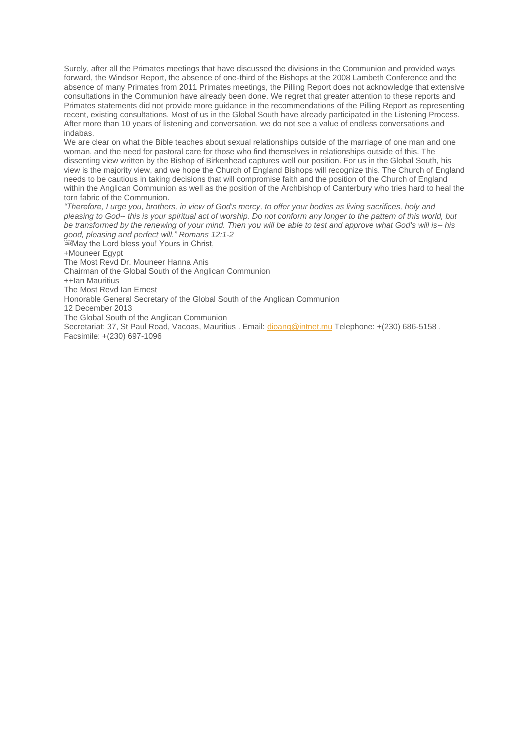Surely, after all the Primates meetings that have discussed the divisions in the Communion and provided ways forward, the Windsor Report, the absence of one-third of the Bishops at the 2008 Lambeth Conference and the absence of many Primates from 2011 Primates meetings, the Pilling Report does not acknowledge that extensive consultations in the Communion have already been done. We regret that greater attention to these reports and Primates statements did not provide more guidance in the recommendations of the Pilling Report as representing recent, existing consultations. Most of us in the Global South have already participated in the Listening Process. After more than 10 years of listening and conversation, we do not see a value of endless conversations and indabas.

We are clear on what the Bible teaches about sexual relationships outside of the marriage of one man and one woman, and the need for pastoral care for those who find themselves in relationships outside of this. The dissenting view written by the Bishop of Birkenhead captures well our position. For us in the Global South, his view is the majority view, and we hope the Church of England Bishops will recognize this. The Church of England needs to be cautious in taking decisions that will compromise faith and the position of the Church of England within the Anglican Communion as well as the position of the Archbishop of Canterbury who tries hard to heal the torn fabric of the Communion.

*"Therefore, I urge you, brothers, in view of God's mercy, to offer your bodies as living sacrifices, holy and pleasing to God-- this is your spiritual act of worship. Do not conform any longer to the pattern of this world, but be transformed by the renewing of your mind. Then you will be able to test and approve what God's will is-- his good, pleasing and perfect will." Romans 12:1-2*

May the Lord bless you! Yours in Christ,

+Mouneer Egypt

The Most Revd Dr. Mouneer Hanna Anis

Chairman of the Global South of the Anglican Communion

++Ian Mauritius

The Most Revd Ian Ernest

Honorable General Secretary of the Global South of the Anglican Communion

12 December 2013

The Global South of the Anglican Communion

Secretariat: 37, St Paul Road, Vacoas, Mauritius . Email: dioang@intnet.mu Telephone: +(230) 686-5158 . Facsimile: +(230) 697-1096